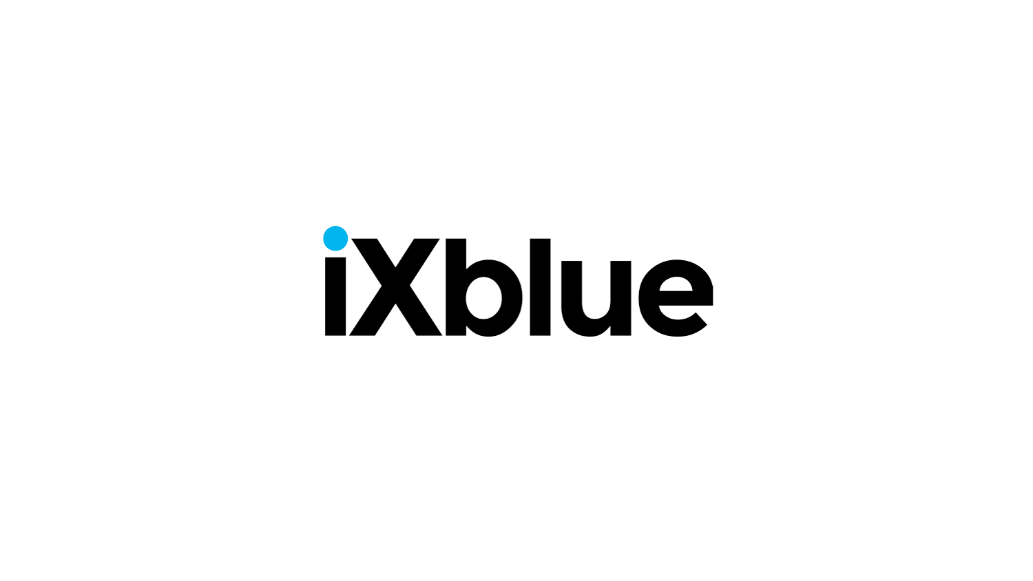iXblue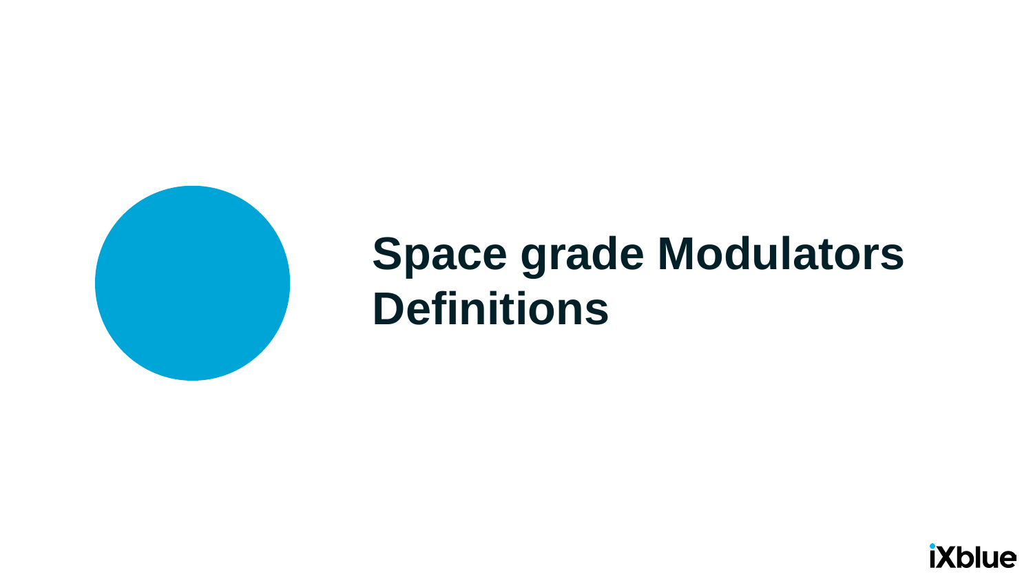# Space grade Modulators Definitions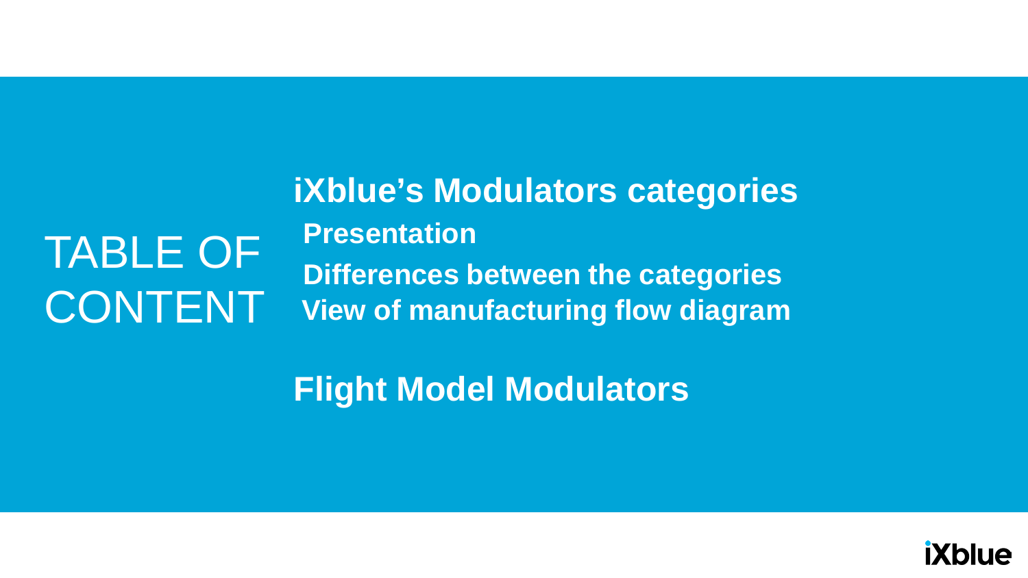# TABLE OF CONTENT

## iXblue's Modulators categories

- Presentation
- Differences between the categories
- View of manufacturing flow diagram

## Flight Model Modulators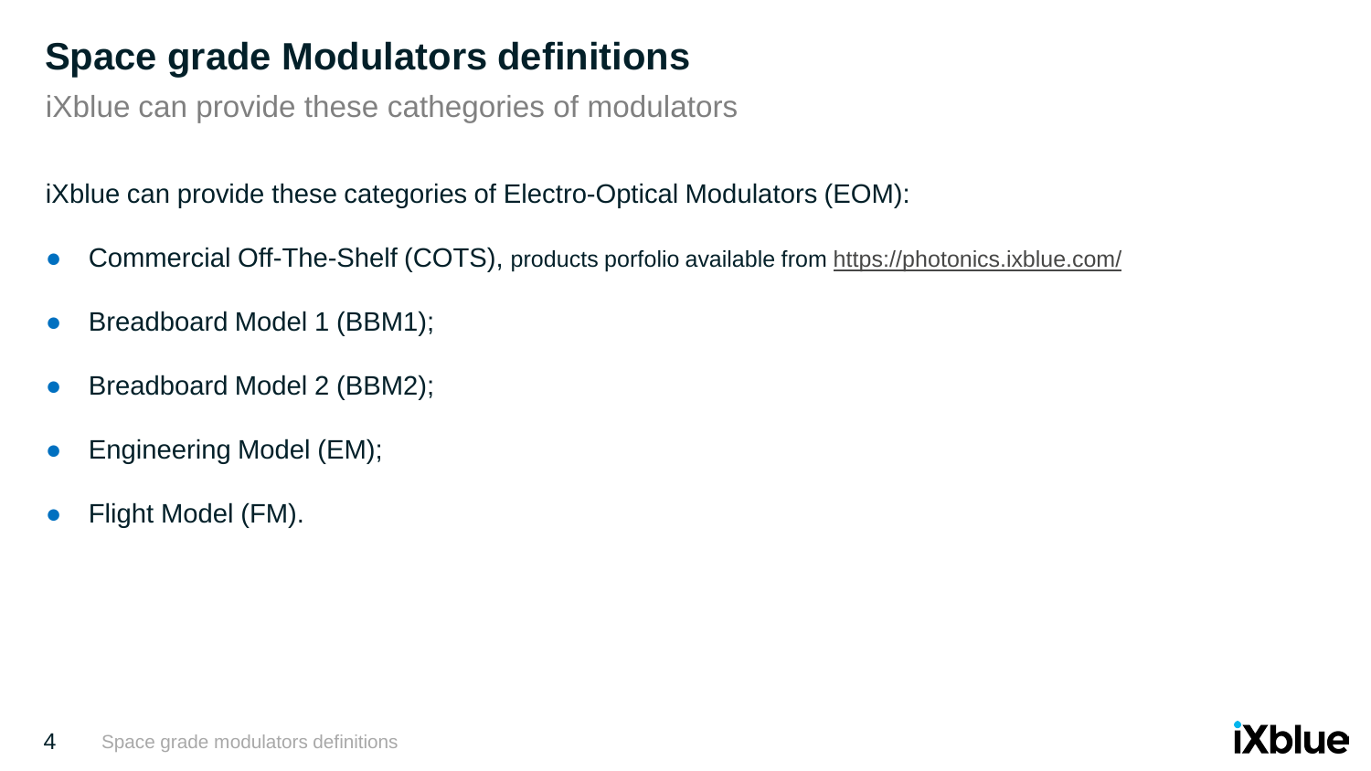# Space grade Modulators definitions

iXblue can provide these cathegories of modulators

iXblue can provide these categories of Electro-Optical Modulators (EOM):

- Commercial Off-The-Shelf (COTS), products porfolio available from https://photonics.ixblue.com/
- Breadboard Model 1 (BBM1);
- Breadboard Model 2 (BBM2);
- Engineering Model (EM);
- Flight Model (FM).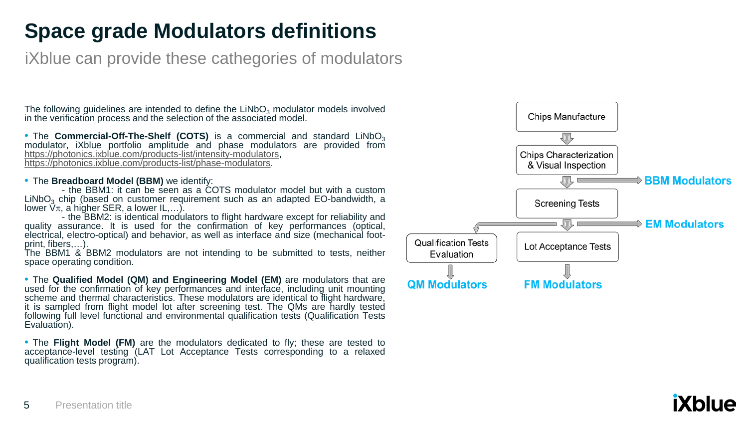# Space grade Modulators definitions

iXblue can provide these cathegories of modulators

The following guidelines are intended to define the $LiNbO_3$ modulator models involved in the verification process and the selection of the associated model.

- The **Commercial-Off-The-Shelf (COTS)** is a commercial and standard $LiNbO_3$ modulator, iXblue portfolio amplitude and phase modulators are provided from https://photonics.ixblue.com/products-list/intensity-modulators, https://photonics.ixblue.com/products-list/phase-modulators.

- The **Breadboard Model (BBM)** we identify:
  - the BBM1: it can be seen as a COTS modulator model but with a custom $LiNbO_3$ chip (based on customer requirement such as an adapted EO-bandwidth, a lower $V\pi$, a higher SER, a lower IL,…).
  - the BBM2: is identical modulators to flight hardware except for reliability and quality assurance. It is used for the confirmation of key performances (optical, electrical, electro-optical) and behavior, as well as interface and size (mechanical foot-print, fibers,…).

  The BBM1 & BBM2 modulators are not intending to be submitted to tests, neither space operating condition.

- The **Qualified Model (QM) and Engineering Model (EM)** are modulators that are used for the confirmation of key performances and interface, including unit mounting scheme and thermal characteristics. These modulators are identical to flight hardware, it is sampled from flight model lot after screening test. The QMs are hardly tested following full level functional and environmental qualification tests (Qualification Tests Evaluation).

- The **Flight Model (FM)** are the modulators dedicated to fly; these are tested to acceptance-level testing (LAT Lot Acceptance Tests corresponding to a relaxed qualification tests program).

Chips Manufacture → Chips Characterization & Visual Inspection → (**BBM Modulators**) → Screening Tests → (**EM Modulators**) → Qualification Tests Evaluation → **QM Modulators**; Lot Acceptance Tests → **FM Modulators**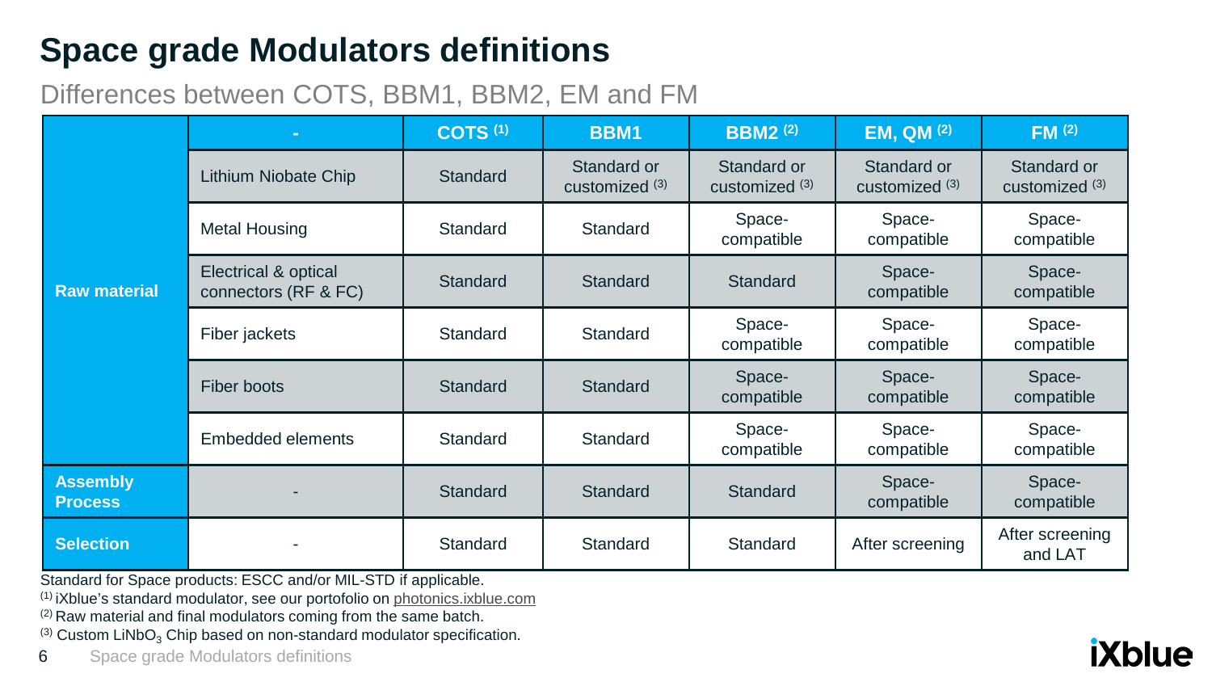# Space grade Modulators definitions

## Differences between COTS, BBM1, BBM2, EM and FM

| | - | COTS [1] | BBM1 | BBM2 [2] | EM, QM [2] | FM [2] |
|---|---|---|---|---|---|---|
| **Raw material** | Lithium Niobate Chip | Standard | Standard or customized [3] | Standard or customized [3] | Standard or customized [3] | Standard or customized [3] |
| | Metal Housing | Standard | Standard | Space-compatible | Space-compatible | Space-compatible |
| | Electrical & optical connectors (RF & FC) | Standard | Standard | Standard | Space-compatible | Space-compatible |
| | Fiber jackets | Standard | Standard | Space-compatible | Space-compatible | Space-compatible |
| | Fiber boots | Standard | Standard | Space-compatible | Space-compatible | Space-compatible |
| | Embedded elements | Standard | Standard | Space-compatible | Space-compatible | Space-compatible |
| **Assembly Process** | - | Standard | Standard | Standard | Space-compatible | Space-compatible |
| **Selection** | - | Standard | Standard | Standard | After screening | After screening and LAT |

Standard for Space products: ESCC and/or MIL-STD if applicable.

[1] iXblue's standard modulator, see our portofolio on photonics.ixblue.com

[2] Raw material and final modulators coming from the same batch.

[3] Custom $LiNbO_3$ Chip based on non-standard modulator specification.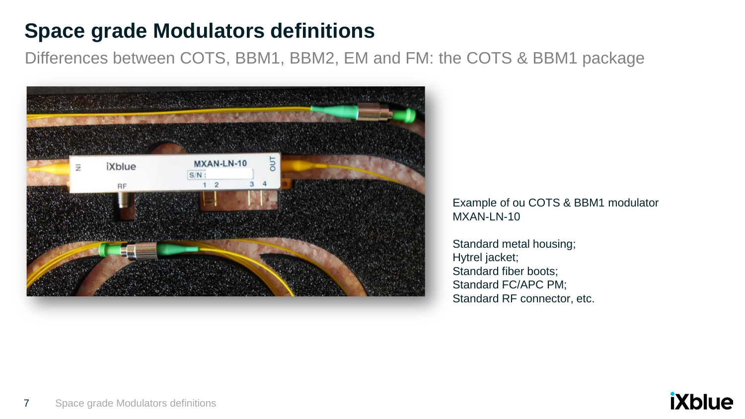# Space grade Modulators definitions

Differences between COTS, BBM1, BBM2, EM and FM: the COTS & BBM1 package

Example of ou COTS & BBM1 modulator MXAN-LN-10

Standard metal housing;
Hytrel jacket;
Standard fiber boots;
Standard FC/APC PM;
Standard RF connector, etc.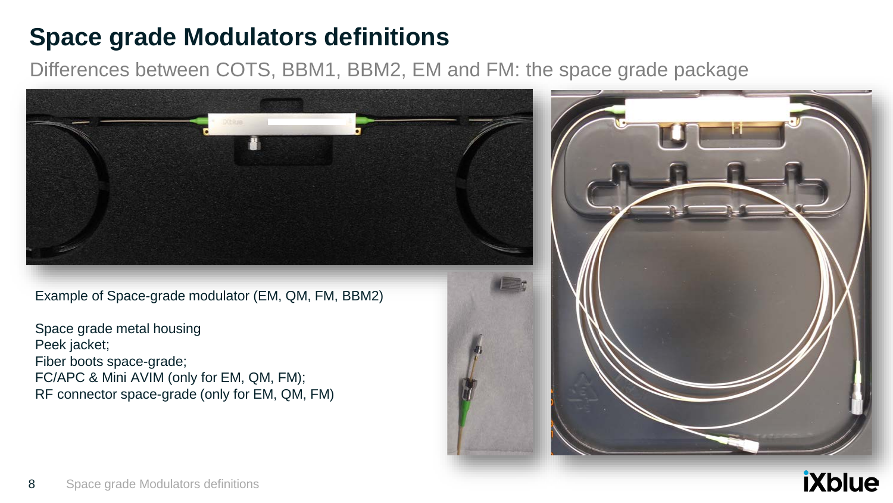# Space grade Modulators definitions

Differences between COTS, BBM1, BBM2, EM and FM: the space grade package

Example of Space-grade modulator (EM, QM, FM, BBM2)

Space grade metal housing
Peek jacket;
Fiber boots space-grade;
FC/APC & Mini AVIM (only for EM, QM, FM);
RF connector space-grade (only for EM, QM, FM)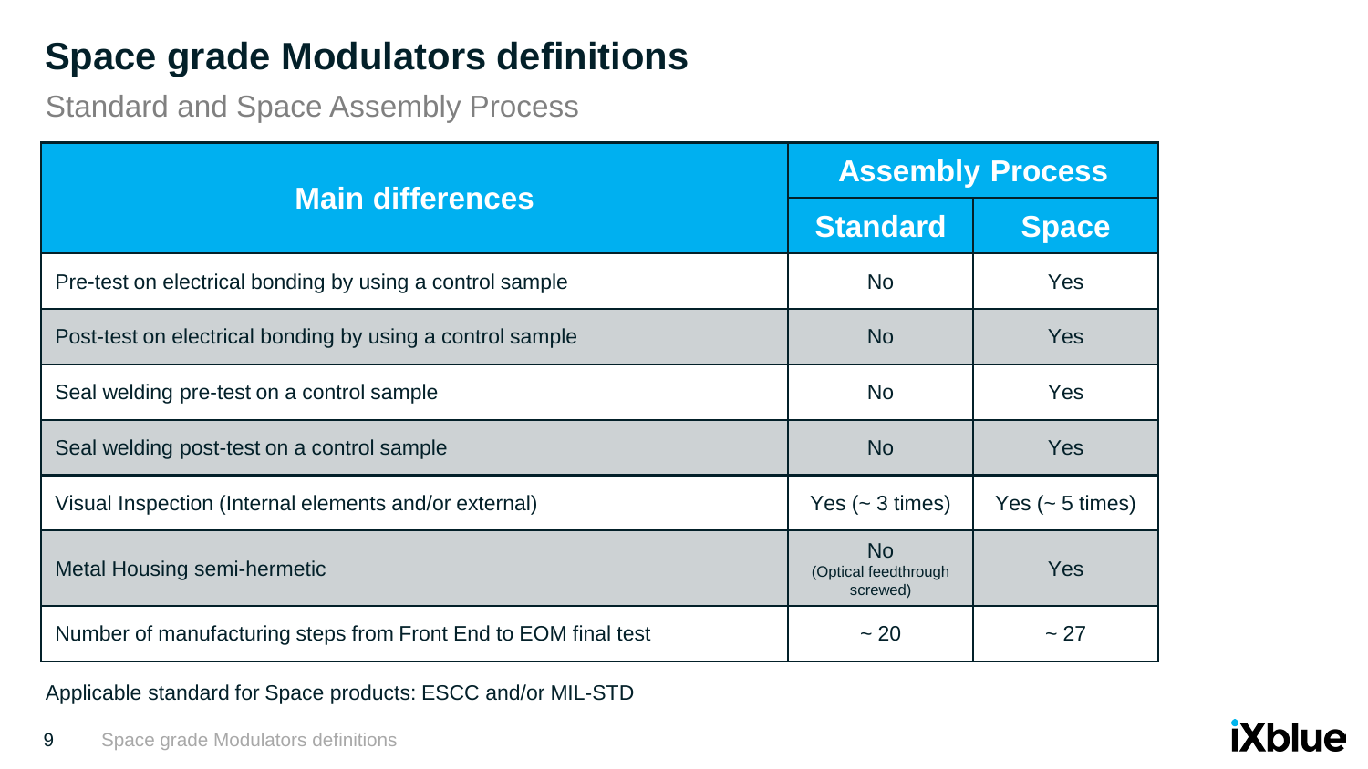# Space grade Modulators definitions

Standard and Space Assembly Process

| Main differences | Assembly Process | |
|---|---|---|
| | Standard | Space |
| Pre-test on electrical bonding by using a control sample | No | Yes |
| Post-test on electrical bonding by using a control sample | No | Yes |
| Seal welding pre-test on a control sample | No | Yes |
| Seal welding post-test on a control sample | No | Yes |
| Visual Inspection (Internal elements and/or external) | Yes (~ 3 times) | Yes (~ 5 times) |
| Metal Housing semi-hermetic | No (Optical feedthrough screwed) | Yes |
| Number of manufacturing steps from Front End to EOM final test | ~ 20 | ~ 27 |

Applicable standard for Space products: ESCC and/or MIL-STD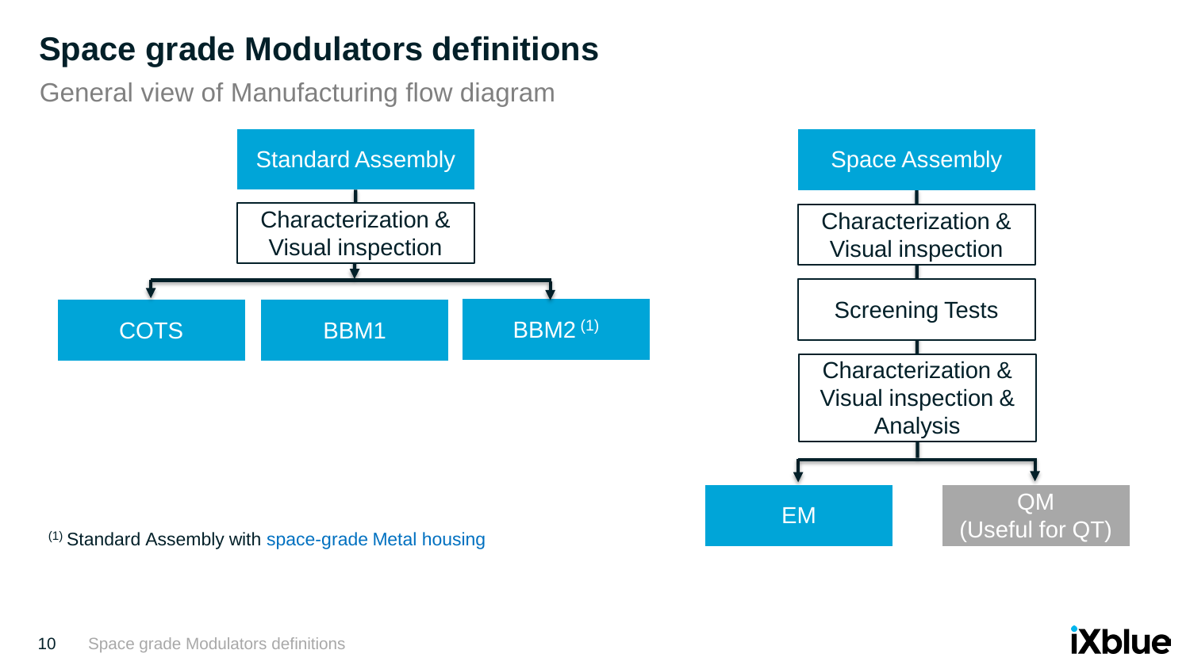# Space grade Modulators definitions

## General view of Manufacturing flow diagram

**Standard Assembly**

- Characterization & Visual inspection
  - COTS
  - BBM1
  - BBM2 [1]

**Space Assembly**

- Characterization & Visual inspection
- Screening Tests
- Characterization & Visual inspection & Analysis
  - EM
  - QM (Useful for QT)

[1] Standard Assembly with space-grade Metal housing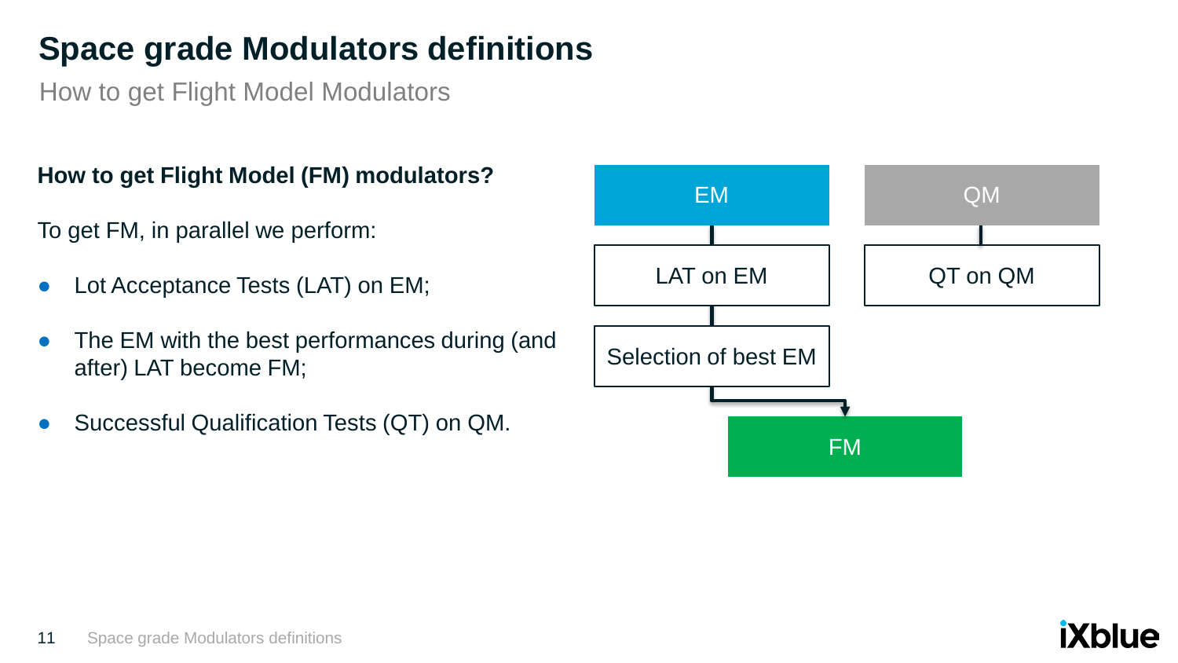# Space grade Modulators definitions

How to get Flight Model Modulators

**How to get Flight Model (FM) modulators?**

To get FM, in parallel we perform:

- Lot Acceptance Tests (LAT) on EM;
- The EM with the best performances during (and after) LAT become FM;
- Successful Qualification Tests (QT) on QM.

EM

LAT on EM

Selection of best EM

QM

QT on QM

FM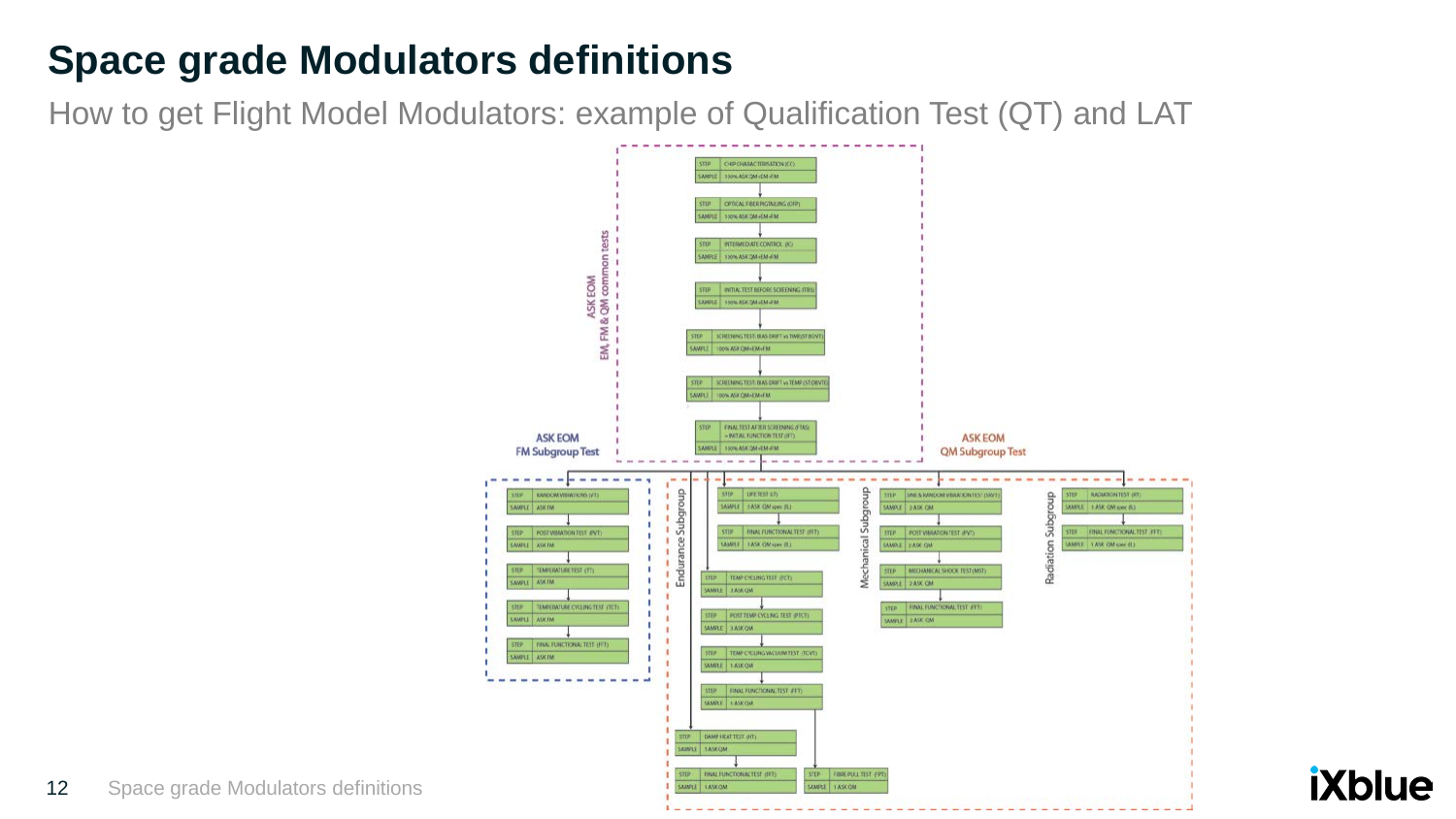# Space grade Modulators definitions

How to get Flight Model Modulators: example of Qualification Test (QT) and LAT

ASK EOM
EM, FM & QM common tests

STEP: CHIP CHARACTERISATION (CC)
SAMPLE: 100% ASK QM+EM+FM

STEP: OPTICAL FIBER PIGTAILING (OFP)
SAMPLE: 100% ASK QM+EM+FM

STEP: INTERMEDIATE CONTROL (IC)
SAMPLE: 100% ASK QM+EM+FM

STEP: INITIAL TEST BEFORE SCREENING (ITBS)
SAMPLE: 100% ASK QM+EM+FM

STEP: SCREENING TEST: BIAS DRIFT vs TIME (ST BDVT)
SAMPLE: 100% ASK QM+EM+FM

STEP: SCREENING TEST: BIAS DRIFT vs TEMP (ST DBVTE)
SAMPLE: 100% ASK QM+EM+FM

STEP: FINAL TEST AFTER SCREENING (FTAS) = INITIAL FUNCTION TEST (IFT)
SAMPLE: 100% ASK QM+EM+FM

ASK EOM
FM Subgroup Test

STEP: RANDOM VIBRATIONS (VT)
SAMPLE: ASK FM

STEP: POST VIBRATION TEST (PVT)
SAMPLE: ASK FM

STEP: TEMPERATURE TEST (TT)
SAMPLE: ASK FM

STEP: TEMPERATURE CYCLING TEST (TCT)
SAMPLE: ASK FM

STEP: FINAL FUNCTIONAL TEST (FFT)
SAMPLE: ASK FM

ASK EOM
QM Subgroup Test

Endurance Subgroup

STEP: LIFE TEST (LT)
SAMPLE: 2 ASK QM spec (IL)

STEP: FINAL FUNCTIONAL TEST (FFT)
SAMPLE: 1 ASK QM spec (IL)

STEP: TEMP CYCLING TEST (TCT)
SAMPLE: 3 ASK QM

STEP: POST TEMP CYCLING TEST (PTCT)
SAMPLE: 3 ASK QM

STEP: TEMP CYCLING VACUUM TEST (TCVT)
SAMPLE: 1 ASK QM

STEP: FINAL FUNCTIONAL TEST (FFT)
SAMPLE: 1 ASK QM

STEP: DAMP HEAT TEST (HT)
SAMPLE: 1 ASK QM

STEP: FINAL FUNCTIONAL TEST (FFT)
SAMPLE: 1 ASK QM

STEP: FIBRE PULL TEST (FPT)
SAMPLE: 1 ASK QM

Mechanical Subgroup

STEP: SINE & RANDOM VIBRATION TEST (SRVT)
SAMPLE: 2 ASK QM

STEP: POST VIBRATION TEST (PVT)
SAMPLE: 2 ASK QM

STEP: MECHANICAL SHOCK TEST (MST)
SAMPLE: 2 ASK QM

STEP: FINAL FUNCTIONAL TEST (FFT)
SAMPLE: 2 ASK QM

Radiation Subgroup

STEP: RADIATION TEST (RT)
SAMPLE: 1 ASK QM spec (IL)

STEP: FINAL FUNCTIONAL TEST (FFT)
SAMPLE: 1 ASK QM spec (IL)